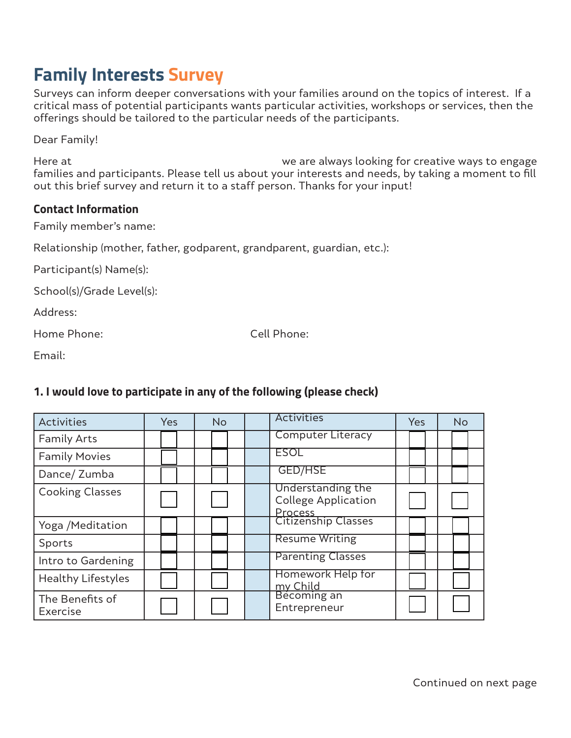# Family Interests Survey

Surveys can inform deeper conversations with your families around on the topics of interest. If a critical mass of potential participants wants particular activities, workshops or services, then the offerings should be tailored to the particular needs of the participants.

Dear Family!

Here at we are always looking for creative ways to engage families and participants. Please tell us about your interests and needs, by taking a moment to fill out this brief survey and return it to a staff person. Thanks for your input!

### Contact Information

Family member's name:

Relationship (mother, father, godparent, grandparent, guardian, etc.):

Participant(s) Name(s):

School(s)/Grade Level(s):

Address:

Home Phone: Cell Phone:

Email:

### 1. I would love to participate in any of the following (please check)

| Activities | Yes | No | | Activities | Yes | No |
|---|---|---|---|---|---|---|
| Family Arts | ☐ | ☐ | | Computer Literacy | ☐ | ☐ |
| Family Movies | ☐ | ☐ | | ESOL | ☐ | ☐ |
| Dance/ Zumba | ☐ | ☐ | | GED/HSE | ☐ | ☐ |
| Cooking Classes | ☐ | ☐ | | Understanding the College Application Process | ☐ | ☐ |
| Yoga /Meditation | ☐ | ☐ | | Citizenship Classes | ☐ | ☐ |
| Sports | ☐ | ☐ | | Resume Writing | ☐ | ☐ |
| Intro to Gardening | ☐ | ☐ | | Parenting Classes | ☐ | ☐ |
| Healthy Lifestyles | ☐ | ☐ | | Homework Help for my Child | ☐ | ☐ |
| The Benefits of Exercise | ☐ | ☐ | | Becoming an Entrepreneur | ☐ | ☐ |

Continued on next page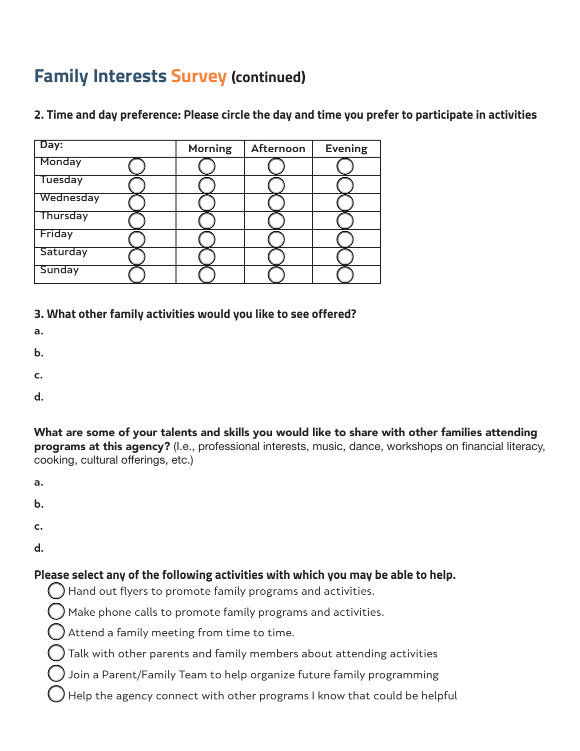# Family Interests Survey (continued)

**2. Time and day preference: Please circle the day and time you prefer to participate in activities**

| Day: | Morning | Afternoon | Evening |
|---|---|---|---|
| Monday ◯ | ◯ | ◯ | ◯ |
| Tuesday ◯ | ◯ | ◯ | ◯ |
| Wednesday ◯ | ◯ | ◯ | ◯ |
| Thursday ◯ | ◯ | ◯ | ◯ |
| Friday ◯ | ◯ | ◯ | ◯ |
| Saturday ◯ | ◯ | ◯ | ◯ |
| Sunday ◯ | ◯ | ◯ | ◯ |

**3. What other family activities would you like to see offered?**

**a.**

**b.**

**c.**

**d.**

**What are some of your talents and skills you would like to share with other families attending programs at this agency?** (I.e., professional interests, music, dance, workshops on financial literacy, cooking, cultural offerings, etc.)

**a.**

**b.**

**c.**

**d.**

**Please select any of the following activities with which you may be able to help.**

- ◯ Hand out flyers to promote family programs and activities.
- ◯ Make phone calls to promote family programs and activities.
- ◯ Attend a family meeting from time to time.
- ◯ Talk with other parents and family members about attending activities
- ◯ Join a Parent/Family Team to help organize future family programming
- ◯ Help the agency connect with other programs I know that could be helpful